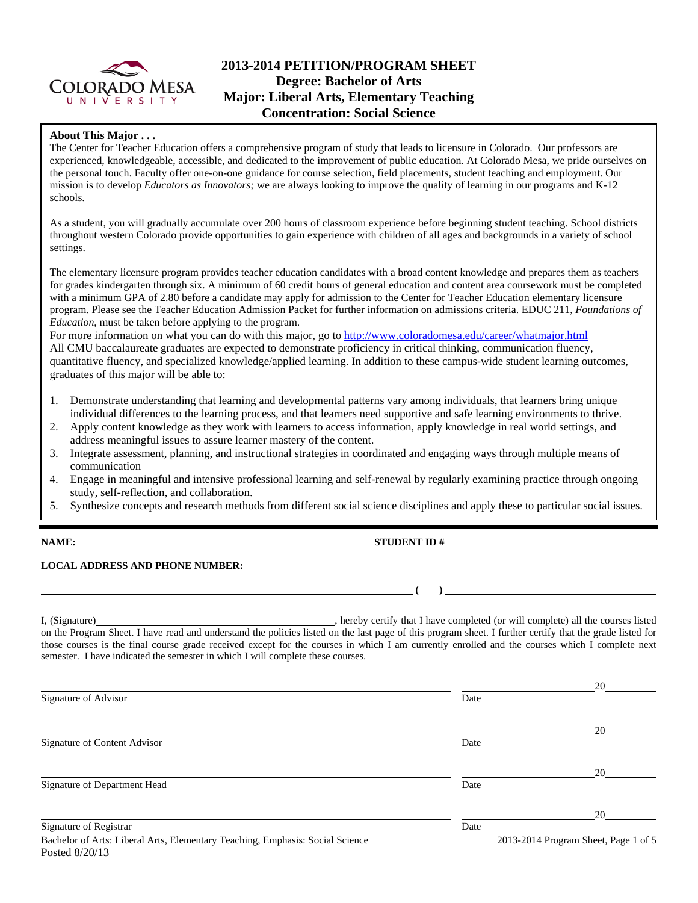# 2013-2014 PETITION/PROGRAM SHEET
## Degree: Bachelor of Arts
## Major: Liberal Arts, Elementary Teaching
## Concentration: Social Science

**About This Major . . .**

The Center for Teacher Education offers a comprehensive program of study that leads to licensure in Colorado. Our professors are experienced, knowledgeable, accessible, and dedicated to the improvement of public education. At Colorado Mesa, we pride ourselves on the personal touch. Faculty offer one-on-one guidance for course selection, field placements, student teaching and employment. Our mission is to develop *Educators as Innovators;* we are always looking to improve the quality of learning in our programs and K-12 schools.

As a student, you will gradually accumulate over 200 hours of classroom experience before beginning student teaching. School districts throughout western Colorado provide opportunities to gain experience with children of all ages and backgrounds in a variety of school settings.

The elementary licensure program provides teacher education candidates with a broad content knowledge and prepares them as teachers for grades kindergarten through six. A minimum of 60 credit hours of general education and content area coursework must be completed with a minimum GPA of 2.80 before a candidate may apply for admission to the Center for Teacher Education elementary licensure program. Please see the Teacher Education Admission Packet for further information on admissions criteria. EDUC 211, *Foundations of Education*, must be taken before applying to the program.

For more information on what you can do with this major, go to http://www.coloradomesa.edu/career/whatmajor.html

All CMU baccalaureate graduates are expected to demonstrate proficiency in critical thinking, communication fluency, quantitative fluency, and specialized knowledge/applied learning. In addition to these campus-wide student learning outcomes, graduates of this major will be able to:

1. Demonstrate understanding that learning and developmental patterns vary among individuals, that learners bring unique individual differences to the learning process, and that learners need supportive and safe learning environments to thrive.
2. Apply content knowledge as they work with learners to access information, apply knowledge in real world settings, and address meaningful issues to assure learner mastery of the content.
3. Integrate assessment, planning, and instructional strategies in coordinated and engaging ways through multiple means of communication
4. Engage in meaningful and intensive professional learning and self-renewal by regularly examining practice through ongoing study, self-reflection, and collaboration.
5. Synthesize concepts and research methods from different social science disciplines and apply these to particular social issues.

**NAME:** ______________________ **STUDENT ID #** ______________________

**LOCAL ADDRESS AND PHONE NUMBER:** ______________________

______________________ **( )** ______________________

I, (Signature)______________________, hereby certify that I have completed (or will complete) all the courses listed on the Program Sheet. I have read and understand the policies listed on the last page of this program sheet. I further certify that the grade listed for those courses is the final course grade received except for the courses in which I am currently enrolled and the courses which I complete next semester. I have indicated the semester in which I will complete these courses.

______________________ Signature of Advisor  ______________ Date 20____

______________________ Signature of Content Advisor  ______________ Date 20____

______________________ Signature of Department Head  ______________ Date 20____

______________________ Signature of Registrar  ______________ Date 20____

Bachelor of Arts: Liberal Arts, Elementary Teaching, Emphasis: Social Science
Posted 8/20/13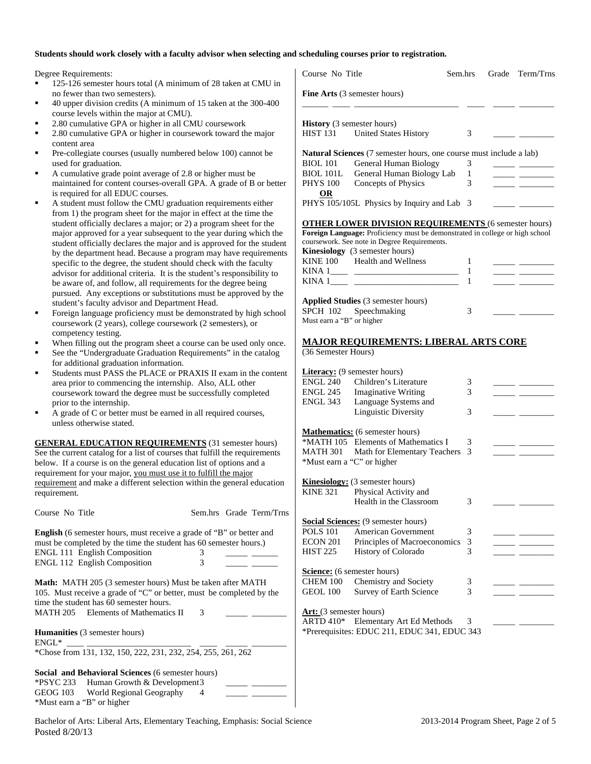**Students should work closely with a faculty advisor when selecting and scheduling courses prior to registration.**

Degree Requirements:

- 125-126 semester hours total (A minimum of 28 taken at CMU in no fewer than two semesters).
- 40 upper division credits (A minimum of 15 taken at the 300-400 course levels within the major at CMU).
- 2.80 cumulative GPA or higher in all CMU coursework
- 2.80 cumulative GPA or higher in coursework toward the major content area
- Pre-collegiate courses (usually numbered below 100) cannot be used for graduation.
- A cumulative grade point average of 2.8 or higher must be maintained for content courses-overall GPA. A grade of B or better is required for all EDUC courses.
- A student must follow the CMU graduation requirements either from 1) the program sheet for the major in effect at the time the student officially declares a major; or 2) a program sheet for the major approved for a year subsequent to the year during which the student officially declares the major and is approved for the student by the department head. Because a program may have requirements specific to the degree, the student should check with the faculty advisor for additional criteria. It is the student's responsibility to be aware of, and follow, all requirements for the degree being pursued. Any exceptions or substitutions must be approved by the student's faculty advisor and Department Head.
- Foreign language proficiency must be demonstrated by high school coursework (2 years), college coursework (2 semesters), or competency testing.
- When filling out the program sheet a course can be used only once.
- See the "Undergraduate Graduation Requirements" in the catalog for additional graduation information.
- Students must PASS the PLACE or PRAXIS II exam in the content area prior to commencing the internship. Also, ALL other coursework toward the degree must be successfully completed prior to the internship.
- A grade of C or better must be earned in all required courses, unless otherwise stated.

**GENERAL EDUCATION REQUIREMENTS** (31 semester hours) See the current catalog for a list of courses that fulfill the requirements below. If a course is on the general education list of options and a requirement for your major, you must use it to fulfill the major requirement and make a different selection within the general education requirement.

| Course No | Title | Sem.hrs | Grade | Term/Trns |
|---|---|---|---|---|
| **English** (6 semester hours, must receive a grade of "B" or better and must be completed by the time the student has 60 semester hours.) | | | | |
| ENGL 111 | English Composition | 3 | _____ | ______ |
| ENGL 112 | English Composition | 3 | _____ | ______ |
| **Math:** MATH 205 (3 semester hours) Must be taken after MATH 105. Must receive a grade of "C" or better, must be completed by the time the student has 60 semester hours. | | | | |
| MATH 205 | Elements of Mathematics II | 3 | _____ | ________ |
| **Humanities** (3 semester hours) | | | | |
| ENGL* ____ | ________________________ | ____ | _____ | ________ |
| *Chose from 131, 132, 150, 222, 231, 232, 254, 255, 261, 262 | | | | |
| **Social and Behavioral Sciences** (6 semester hours) | | | | |
| *PSYC 233 | Human Growth & Development | 3 | _____ | ________ |
| GEOG 103 | World Regional Geography | 4 | _____ | ________ |
| *Must earn a "B" or higher | | | | |
| **Fine Arts** (3 semester hours) | | | | |
| ______ ____ | ________________________ | ____ | _____ | ________ |
| **History** (3 semester hours) | | | | |
| HIST 131 | United States History | 3 | _____ | ________ |
| **Natural Sciences** (7 semester hours, one course must include a lab) | | | | |
| BIOL 101 | General Human Biology | 3 | _____ | ________ |
| BIOL 101L | General Human Biology Lab | 1 | _____ | ________ |
| PHYS 100 | Concepts of Physics | 3 | _____ | ________ |
| **OR** | | | | |
| PHYS 105/105L | Physics by Inquiry and Lab | 3 | _____ | ________ |

**OTHER LOWER DIVISION REQUIREMENTS** (6 semester hours)

**Foreign Language:** Proficiency must be demonstrated in college or high school coursework. See note in Degree Requirements.

| Course No | Title | Sem.hrs | Grade | Term/Trns |
|---|---|---|---|---|
| **Kinesiology** (3 semester hours) | | | | |
| KINE 100 | Health and Wellness | 1 | _____ | ________ |
| KINA 1____ | ________________________ | 1 | _____ | ________ |
| KINA 1____ | ________________________ | 1 | _____ | ________ |
| **Applied Studies** (3 semester hours) | | | | |
| SPCH 102 | Speechmaking | 3 | _____ | ________ |
| Must earn a "B" or higher | | | | |

## MAJOR REQUIREMENTS: LIBERAL ARTS CORE

(36 Semester Hours)

| Course No | Title | Sem.hrs | Grade | Term/Trns |
|---|---|---|---|---|
| **Literacy:** (9 semester hours) | | | | |
| ENGL 240 | Children's Literature | 3 | _____ | ________ |
| ENGL 245 | Imaginative Writing | 3 | _____ | ________ |
| ENGL 343 | Language Systems and Linguistic Diversity | 3 | _____ | ________ |
| **Mathematics:** (6 semester hours) | | | | |
| *MATH 105 | Elements of Mathematics I | 3 | _____ | ________ |
| MATH 301 | Math for Elementary Teachers | 3 | _____ | ________ |
| *Must earn a "C" or higher | | | | |
| **Kinesiology:** (3 semester hours) | | | | |
| KINE 321 | Physical Activity and Health in the Classroom | 3 | _____ | ________ |
| **Social Sciences:** (9 semester hours) | | | | |
| POLS 101 | American Government | 3 | _____ | ________ |
| ECON 201 | Principles of Macroeconomics | 3 | _____ | ________ |
| HIST 225 | History of Colorado | 3 | _____ | ________ |
| **Science:** (6 semester hours) | | | | |
| CHEM 100 | Chemistry and Society | 3 | _____ | ________ |
| GEOL 100 | Survey of Earth Science | 3 | _____ | ________ |
| **Art:** (3 semester hours) | | | | |
| ARTD 410* | Elementary Art Ed Methods | 3 | _____ | ________ |
| *Prerequisites: EDUC 211, EDUC 341, EDUC 343 | | | | |

Bachelor of Arts: Liberal Arts, Elementary Teaching, Emphasis: Social Science
Posted 8/20/13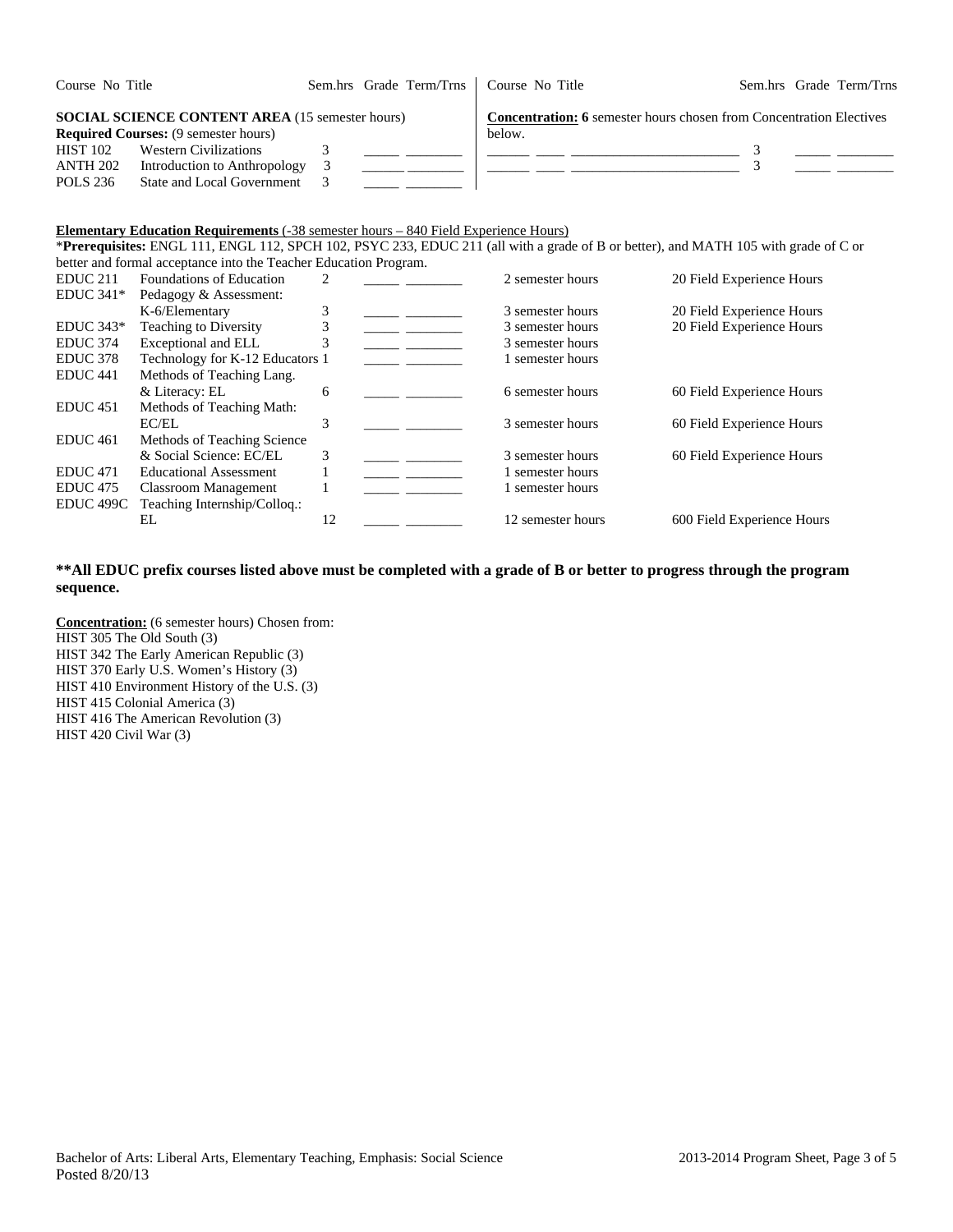| Course No Title | | Sem.hrs | Grade | Term/Trns |
|---|---|---|---|---|
| **SOCIAL SCIENCE CONTENT AREA** (15 semester hours) | | | | |
| **Required Courses:** (9 semester hours) | | | | |
| HIST 102 | Western Civilizations | 3 | _____ | ________ |
| ANTH 202 | Introduction to Anthropology | 3 | _____ | ________ |
| POLS 236 | State and Local Government | 3 | _____ | ________ |

| Course No Title | | Sem.hrs | Grade | Term/Trns |
|---|---|---|---|---|
| **Concentration: 6** semester hours chosen from Concentration Electives below. | | | | |
| ______ ____ | ________________________ | 3 | _____ | ________ |
| ______ ____ | ________________________ | 3 | _____ | ________ |

**Elementary Education Requirements** (-38 semester hours – 840 Field Experience Hours)

*__Prerequisites:__ ENGL 111, ENGL 112, SPCH 102, PSYC 233, EDUC 211 (all with a grade of B or better), and MATH 105 with grade of C or better and formal acceptance into the Teacher Education Program.

| | | | | | |
|---|---|---|---|---|---|
| EDUC 211 | Foundations of Education | 2 | _____ ________ | 2 semester hours | 20 Field Experience Hours |
| EDUC 341* | Pedagogy & Assessment: K-6/Elementary | 3 | _____ ________ | 3 semester hours | 20 Field Experience Hours |
| EDUC 343* | Teaching to Diversity | 3 | _____ ________ | 3 semester hours | 20 Field Experience Hours |
| EDUC 374 | Exceptional and ELL | 3 | _____ ________ | 3 semester hours | |
| EDUC 378 | Technology for K-12 Educators | 1 | _____ ________ | 1 semester hours | |
| EDUC 441 | Methods of Teaching Lang. & Literacy: EL | 6 | _____ ________ | 6 semester hours | 60 Field Experience Hours |
| EDUC 451 | Methods of Teaching Math: EC/EL | 3 | _____ ________ | 3 semester hours | 60 Field Experience Hours |
| EDUC 461 | Methods of Teaching Science & Social Science: EC/EL | 3 | _____ ________ | 3 semester hours | 60 Field Experience Hours |
| EDUC 471 | Educational Assessment | 1 | _____ ________ | 1 semester hours | |
| EDUC 475 | Classroom Management | 1 | _____ ________ | 1 semester hours | |
| EDUC 499C | Teaching Internship/Colloq.: EL | 12 | _____ ________ | 12 semester hours | 600 Field Experience Hours |

**\*\*All EDUC prefix courses listed above must be completed with a grade of B or better to progress through the program sequence.**

**Concentration:** (6 semester hours) Chosen from:
HIST 305 The Old South (3)
HIST 342 The Early American Republic (3)
HIST 370 Early U.S. Women's History (3)
HIST 410 Environment History of the U.S. (3)
HIST 415 Colonial America (3)
HIST 416 The American Revolution (3)
HIST 420 Civil War (3)

Bachelor of Arts: Liberal Arts, Elementary Teaching, Emphasis: Social Science
Posted 8/20/13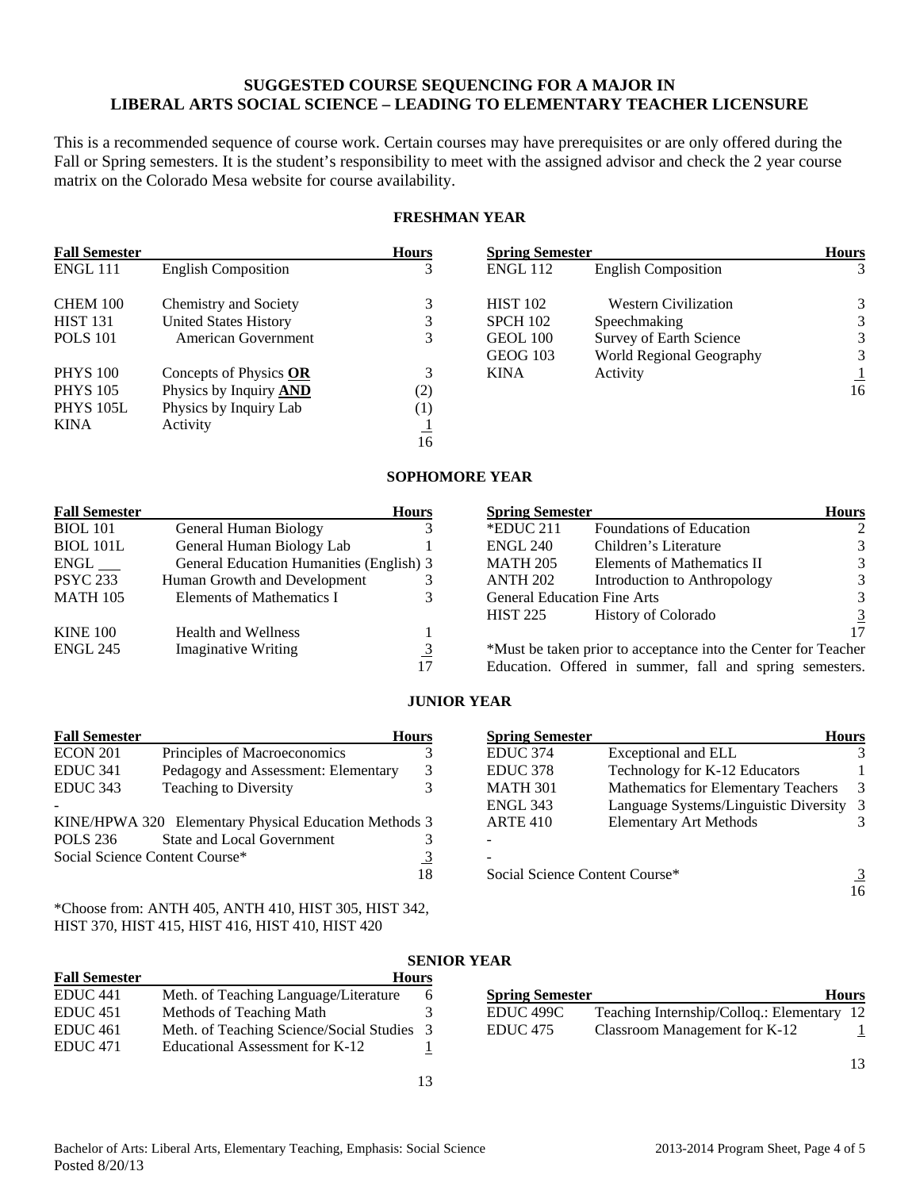# SUGGESTED COURSE SEQUENCING FOR A MAJOR IN LIBERAL ARTS SOCIAL SCIENCE – LEADING TO ELEMENTARY TEACHER LICENSURE

This is a recommended sequence of course work. Certain courses may have prerequisites or are only offered during the Fall or Spring semesters. It is the student's responsibility to meet with the assigned advisor and check the 2 year course matrix on the Colorado Mesa website for course availability.

## FRESHMAN YEAR

| Fall Semester | | Hours |
|---|---|---|
| ENGL 111 | English Composition | 3 |
| CHEM 100 | Chemistry and Society | 3 |
| HIST 131 | United States History | 3 |
| POLS 101 | American Government | 3 |
| PHYS 100 | Concepts of Physics **OR** | 3 |
| PHYS 105 | Physics by Inquiry **AND** | (2) |
| PHYS 105L | Physics by Inquiry Lab | (1) |
| KINA | Activity | 1 |
| | | 16 |

| Spring Semester | | Hours |
|---|---|---|
| ENGL 112 | English Composition | 3 |
| HIST 102 | Western Civilization | 3 |
| SPCH 102 | Speechmaking | 3 |
| GEOL 100 | Survey of Earth Science | 3 |
| GEOG 103 | World Regional Geography | 3 |
| KINA | Activity | 1 |
| | | 16 |

## SOPHOMORE YEAR

| Fall Semester | | Hours |
|---|---|---|
| BIOL 101 | General Human Biology | 3 |
| BIOL 101L | General Human Biology Lab | 1 |
| ENGL ___ | General Education Humanities (English) | 3 |
| PSYC 233 | Human Growth and Development | 3 |
| MATH 105 | Elements of Mathematics I | 3 |
| KINE 100 | Health and Wellness | 1 |
| ENGL 245 | Imaginative Writing | 3 |
| | | 17 |

| Spring Semester | | Hours |
|---|---|---|
| *EDUC 211 | Foundations of Education | 2 |
| ENGL 240 | Children's Literature | 3 |
| MATH 205 | Elements of Mathematics II | 3 |
| ANTH 202 | Introduction to Anthropology | 3 |
| General Education Fine Arts | | 3 |
| HIST 225 | History of Colorado | 3 |
| | | 17 |

*Must be taken prior to acceptance into the Center for Teacher Education. Offered in summer, fall and spring semesters.

## JUNIOR YEAR

| Fall Semester | | Hours |
|---|---|---|
| ECON 201 | Principles of Macroeconomics | 3 |
| EDUC 341 | Pedagogy and Assessment: Elementary | 3 |
| EDUC 343 | Teaching to Diversity | 3 |
| - | | |
| KINE/HPWA 320 | Elementary Physical Education Methods | 3 |
| POLS 236 | State and Local Government | 3 |
| Social Science Content Course* | | 3 |
| | | 18 |

| Spring Semester | | Hours |
|---|---|---|
| EDUC 374 | Exceptional and ELL | 3 |
| EDUC 378 | Technology for K-12 Educators | 1 |
| MATH 301 | Mathematics for Elementary Teachers | 3 |
| ENGL 343 | Language Systems/Linguistic Diversity | 3 |
| ARTE 410 | Elementary Art Methods | 3 |
| - | | |
| - | | |
| Social Science Content Course* | | 3 |
| | | 16 |

*Choose from: ANTH 405, ANTH 410, HIST 305, HIST 342, HIST 370, HIST 415, HIST 416, HIST 410, HIST 420

## SENIOR YEAR

| Fall Semester | | Hours |
|---|---|---|
| EDUC 441 | Meth. of Teaching Language/Literature | 6 |
| EDUC 451 | Methods of Teaching Math | 3 |
| EDUC 461 | Meth. of Teaching Science/Social Studies | 3 |
| EDUC 471 | Educational Assessment for K-12 | 1 |
| | | 13 |

| Spring Semester | | Hours |
|---|---|---|
| EDUC 499C | Teaching Internship/Colloq.: Elementary | 12 |
| EDUC 475 | Classroom Management for K-12 | 1 |
| | | 13 |

Bachelor of Arts: Liberal Arts, Elementary Teaching, Emphasis: Social Science
Posted 8/20/13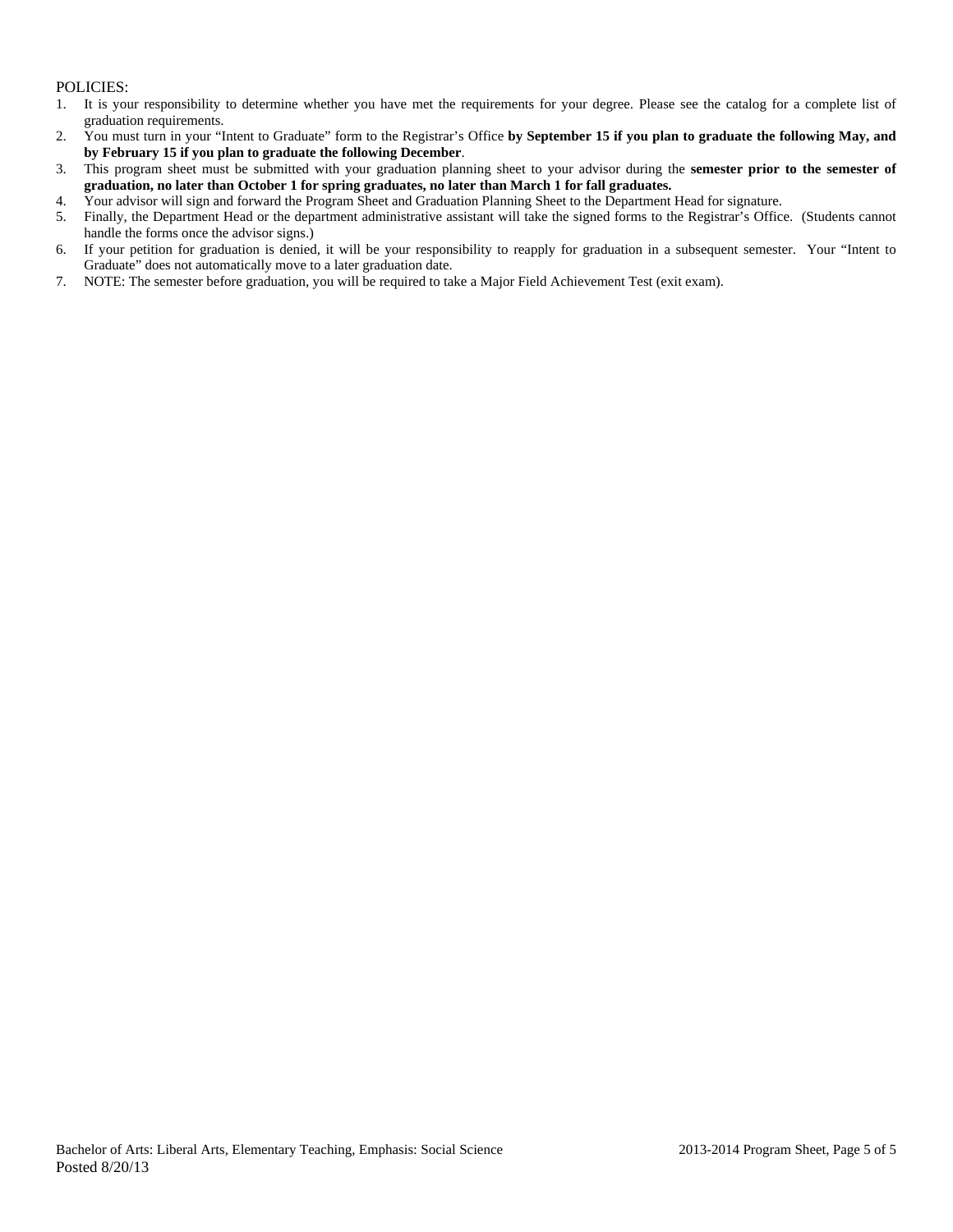POLICIES:

1. It is your responsibility to determine whether you have met the requirements for your degree. Please see the catalog for a complete list of graduation requirements.
2. You must turn in your "Intent to Graduate" form to the Registrar's Office **by September 15 if you plan to graduate the following May, and by February 15 if you plan to graduate the following December**.
3. This program sheet must be submitted with your graduation planning sheet to your advisor during the **semester prior to the semester of graduation, no later than October 1 for spring graduates, no later than March 1 for fall graduates.**
4. Your advisor will sign and forward the Program Sheet and Graduation Planning Sheet to the Department Head for signature.
5. Finally, the Department Head or the department administrative assistant will take the signed forms to the Registrar's Office. (Students cannot handle the forms once the advisor signs.)
6. If your petition for graduation is denied, it will be your responsibility to reapply for graduation in a subsequent semester. Your "Intent to Graduate" does not automatically move to a later graduation date.
7. NOTE: The semester before graduation, you will be required to take a Major Field Achievement Test (exit exam).